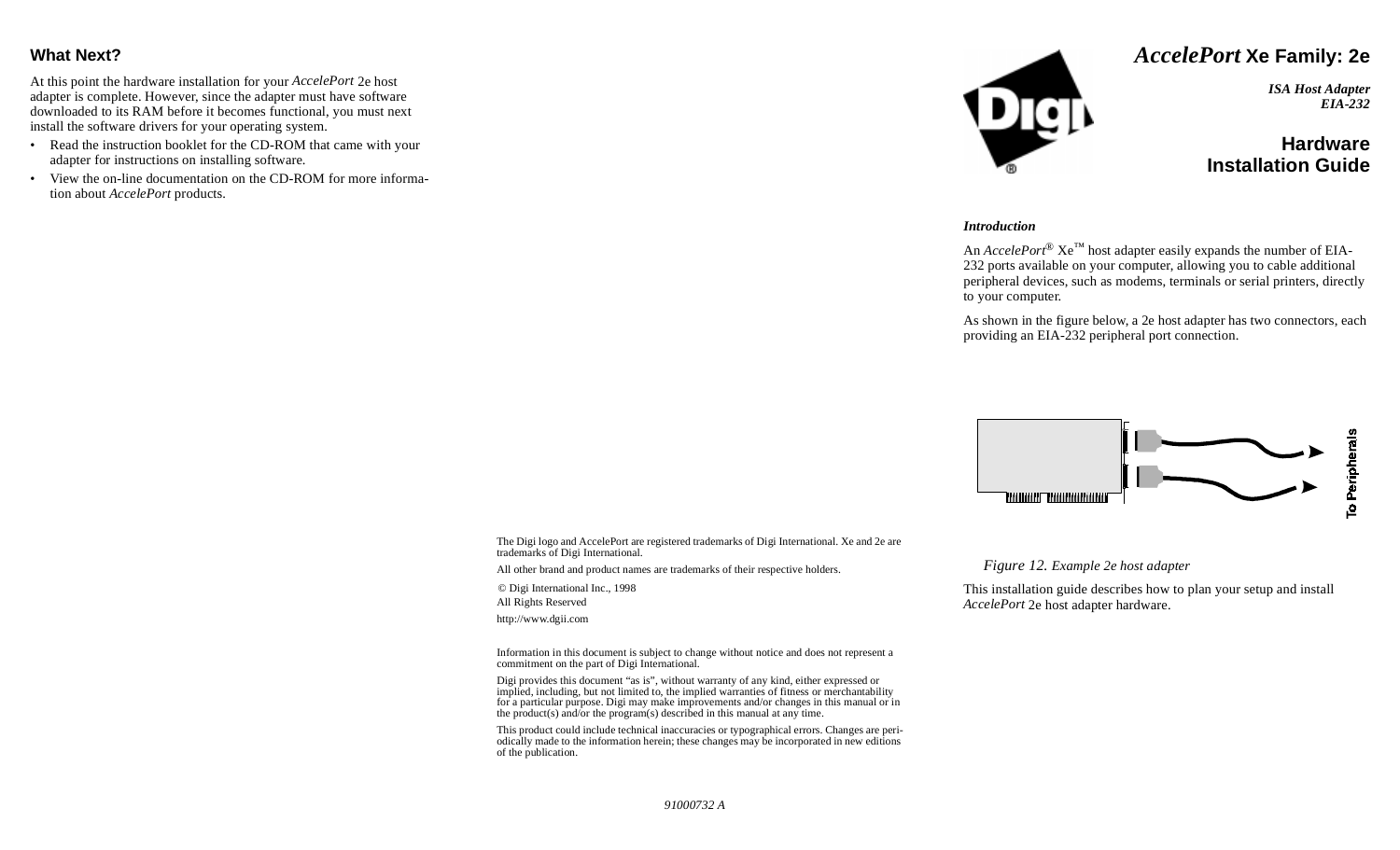## What Next?

At this point the hardware installation for your *AccelePort* 2e host adapter is complete. However, since the adapter must have software downloaded to its RAM before it becomes functional, you must next install the software drivers for your operating system.

- Read the instruction booklet for the CD-ROM that came with your adapter for instructions on installing software.
- View the on-line documentation on the CD-ROM for more information about *AccelePort* products.

The Digi logo and AccelePort are registered trademarks of Digi International. Xe and 2e are trademarks of Digi International.

All other brand and product names are trademarks of their respective holders.

© Digi International Inc., 1998
All Rights Reserved

http://www.dgii.com

Information in this document is subject to change without notice and does not represent a commitment on the part of Digi International.

Digi provides this document "as is", without warranty of any kind, either expressed or implied, including, but not limited to, the implied warranties of fitness or merchantability for a particular purpose. Digi may make improvements and/or changes in this manual or in the product(s) and/or the program(s) described in this manual at any time.

This product could include technical inaccuracies or typographical errors. Changes are periodically made to the information herein; these changes may be incorporated in new editions of the publication.

91000732 A

# *AccelePort* Xe Family: 2e

***ISA Host Adapter***
***EIA-232***

## Hardware Installation Guide

### *Introduction*

An *AccelePort*® Xe™ host adapter easily expands the number of EIA-232 ports available on your computer, allowing you to cable additional peripheral devices, such as modems, terminals or serial printers, directly to your computer.

As shown in the figure below, a 2e host adapter has two connectors, each providing an EIA-232 peripheral port connection.

To Peripherals

*Figure 12. Example 2e host adapter*

This installation guide describes how to plan your setup and install *AccelePort* 2e host adapter hardware.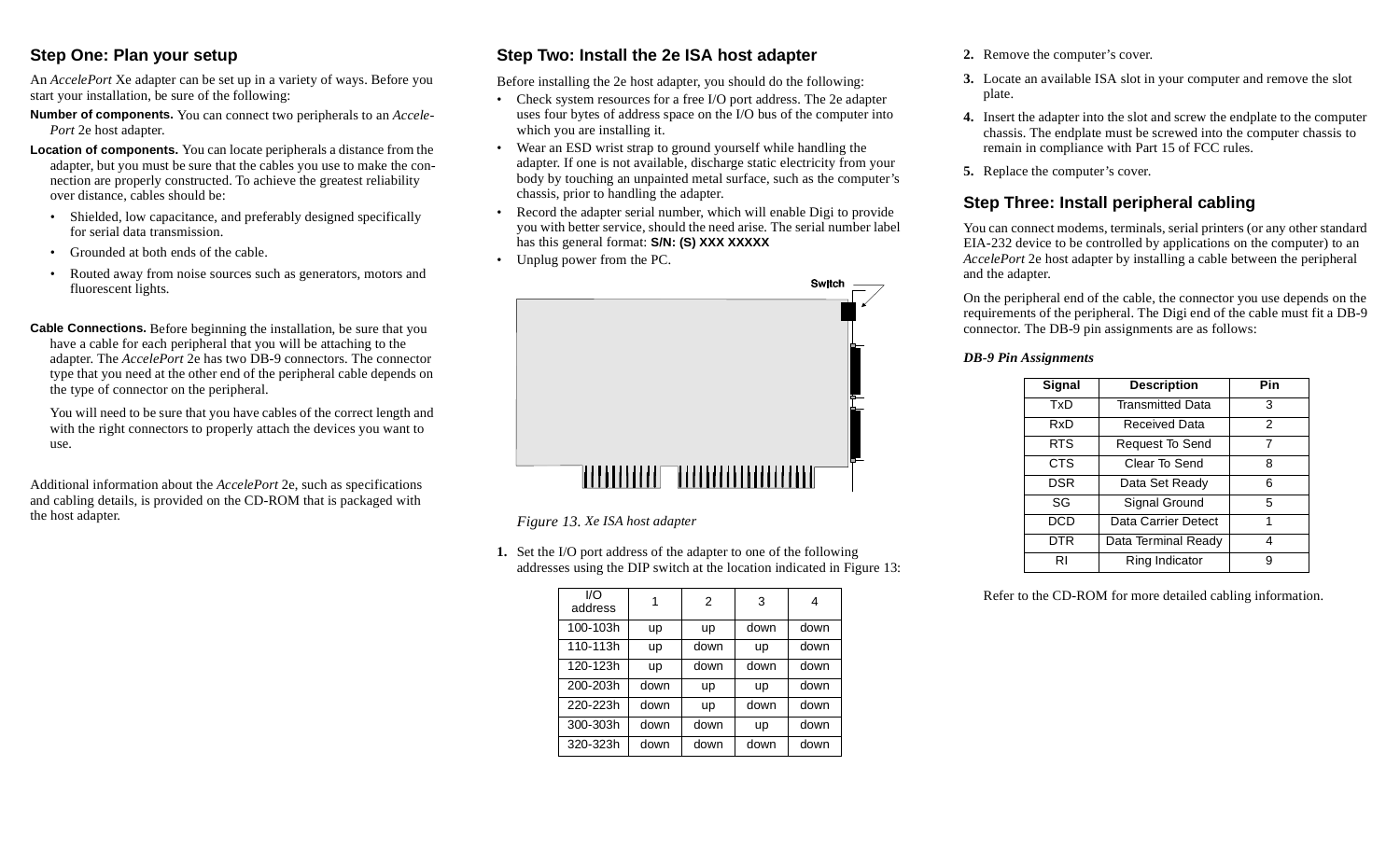## Step One: Plan your setup

An *AccelePort* Xe adapter can be set up in a variety of ways. Before you start your installation, be sure of the following:

**Number of components.** You can connect two peripherals to an *AccelePort* 2e host adapter.

**Location of components.** You can locate peripherals a distance from the adapter, but you must be sure that the cables you use to make the connection are properly constructed. To achieve the greatest reliability over distance, cables should be:

- Shielded, low capacitance, and preferably designed specifically for serial data transmission.
- Grounded at both ends of the cable.
- Routed away from noise sources such as generators, motors and fluorescent lights.

**Cable Connections.** Before beginning the installation, be sure that you have a cable for each peripheral that you will be attaching to the adapter. The *AccelePort* 2e has two DB-9 connectors. The connector type that you need at the other end of the peripheral cable depends on the type of connector on the peripheral.

You will need to be sure that you have cables of the correct length and with the right connectors to properly attach the devices you want to use.

Additional information about the *AccelePort* 2e, such as specifications and cabling details, is provided on the CD-ROM that is packaged with the host adapter.

## Step Two: Install the 2e ISA host adapter

Before installing the 2e host adapter, you should do the following:

- Check system resources for a free I/O port address. The 2e adapter uses four bytes of address space on the I/O bus of the computer into which you are installing it.
- Wear an ESD wrist strap to ground yourself while handling the adapter. If one is not available, discharge static electricity from your body by touching an unpainted metal surface, such as the computer's chassis, prior to handling the adapter.
- Record the adapter serial number, which will enable Digi to provide you with better service, should the need arise. The serial number label has this general format: **S/N: (S) XXX XXXXX**
- Unplug power from the PC.

Switch

*Figure 13. Xe ISA host adapter*

1. Set the I/O port address of the adapter to one of the following addresses using the DIP switch at the location indicated in Figure 13:

| I/O address | 1 | 2 | 3 | 4 |
|---|---|---|---|---|
| 100-103h | up | up | down | down |
| 110-113h | up | down | up | down |
| 120-123h | up | down | down | down |
| 200-203h | down | up | up | down |
| 220-223h | down | up | down | down |
| 300-303h | down | down | up | down |
| 320-323h | down | down | down | down |

2. Remove the computer's cover.
3. Locate an available ISA slot in your computer and remove the slot plate.
4. Insert the adapter into the slot and screw the endplate to the computer chassis. The endplate must be screwed into the computer chassis to remain in compliance with Part 15 of FCC rules.
5. Replace the computer's cover.

## Step Three: Install peripheral cabling

You can connect modems, terminals, serial printers (or any other standard EIA-232 device to be controlled by applications on the computer) to an *AccelePort* 2e host adapter by installing a cable between the peripheral and the adapter.

On the peripheral end of the cable, the connector you use depends on the requirements of the peripheral. The Digi end of the cable must fit a DB-9 connector. The DB-9 pin assignments are as follows:

***DB-9 Pin Assignments***

| Signal | Description | Pin |
|---|---|---|
| TxD | Transmitted Data | 3 |
| RxD | Received Data | 2 |
| RTS | Request To Send | 7 |
| CTS | Clear To Send | 8 |
| DSR | Data Set Ready | 6 |
| SG | Signal Ground | 5 |
| DCD | Data Carrier Detect | 1 |
| DTR | Data Terminal Ready | 4 |
| RI | Ring Indicator | 9 |

Refer to the CD-ROM for more detailed cabling information.